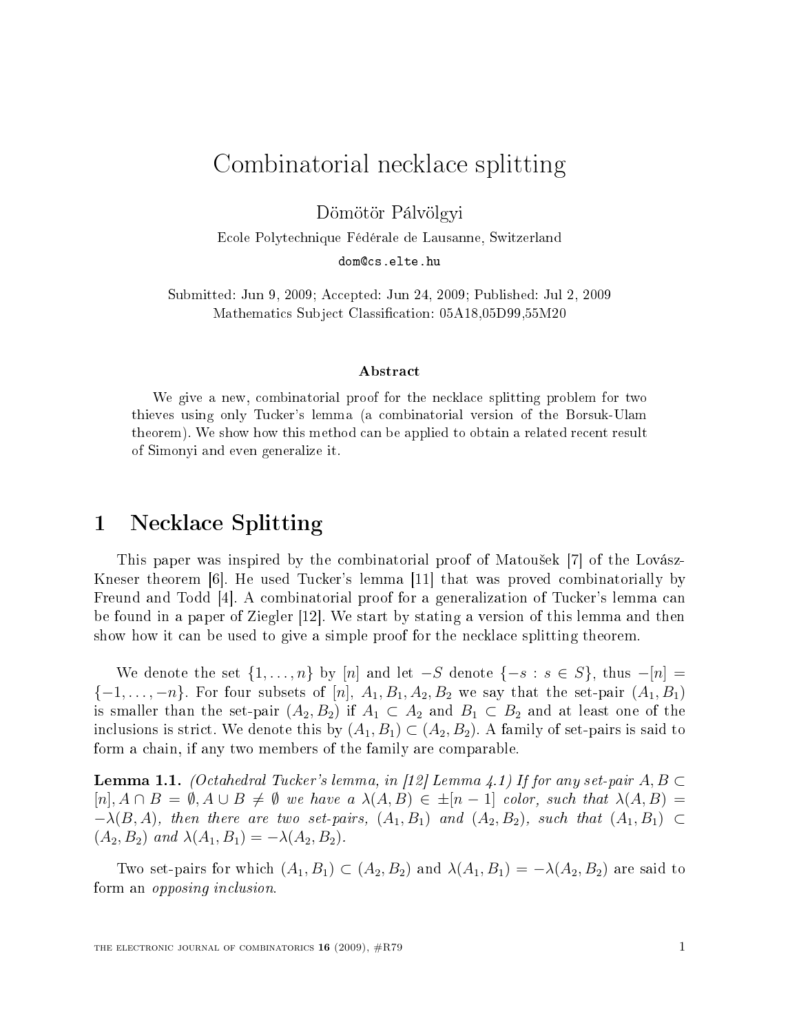# Combinatorial necklace splitting

Dömötör Pálvölgyi

Ecole Polytechnique Fédérale de Lausanne, Switzerland

dom@cs.elte.hu

Submitted: Jun 9, 2009; Accepted: Jun 24, 2009; Published: Jul 2, 2009

Mathematics Subject Classification: 05A18,05D99,55M20

### Abstract

We give a new, combinatorial proof for the necklace splitting problem for two thieves using only Tucker's lemma (a combinatorial version of the Borsuk-Ulam theorem). We show how this method can be applied to obtain a related recent result of Simonyi and even generalize it.

## 1 Necklace Splitting

This paper was inspired by the combinatorial proof of Matoušek [7] of the Lovász-Kneser theorem [6]. He used Tucker's lemma [11] that was proved combinatorially by Freund and Todd [4]. A combinatorial proof for a generalization of Tucker's lemma can be found in a paper of Ziegler [12]. We start by stating a version of this lemma and then show how it can be used to give a simple proof for the necklace splitting theorem.

We denote the set $\{1, \ldots, n\}$ by $[n]$ and let $-S$ denote $\{-s : s \in S\}$, thus $-[n] = \{-1, \ldots, -n\}$. For four subsets of $[n]$, $A_1, B_1, A_2, B_2$ we say that the set-pair $(A_1, B_1)$ is smaller than the set-pair $(A_2, B_2)$ if $A_1 \subset A_2$ and $B_1 \subset B_2$ and at least one of the inclusions is strict. We denote this by $(A_1, B_1) \subset (A_2, B_2)$. A family of set-pairs is said to form a chain, if any two members of the family are comparable.

**Lemma 1.1.** *(Octahedral Tucker's lemma, in [12] Lemma 4.1) If for any set-pair $A, B \subset [n], A \cap B = \emptyset, A \cup B \neq \emptyset$ we have a $\lambda(A, B) \in \pm[n-1]$ color, such that $\lambda(A, B) = -\lambda(B, A)$, then there are two set-pairs, $(A_1, B_1)$ and $(A_2, B_2)$, such that $(A_1, B_1) \subset (A_2, B_2)$ and $\lambda(A_1, B_1) = -\lambda(A_2, B_2)$.*

Two set-pairs for which $(A_1, B_1) \subset (A_2, B_2)$ and $\lambda(A_1, B_1) = -\lambda(A_2, B_2)$ are said to form an *opposing inclusion*.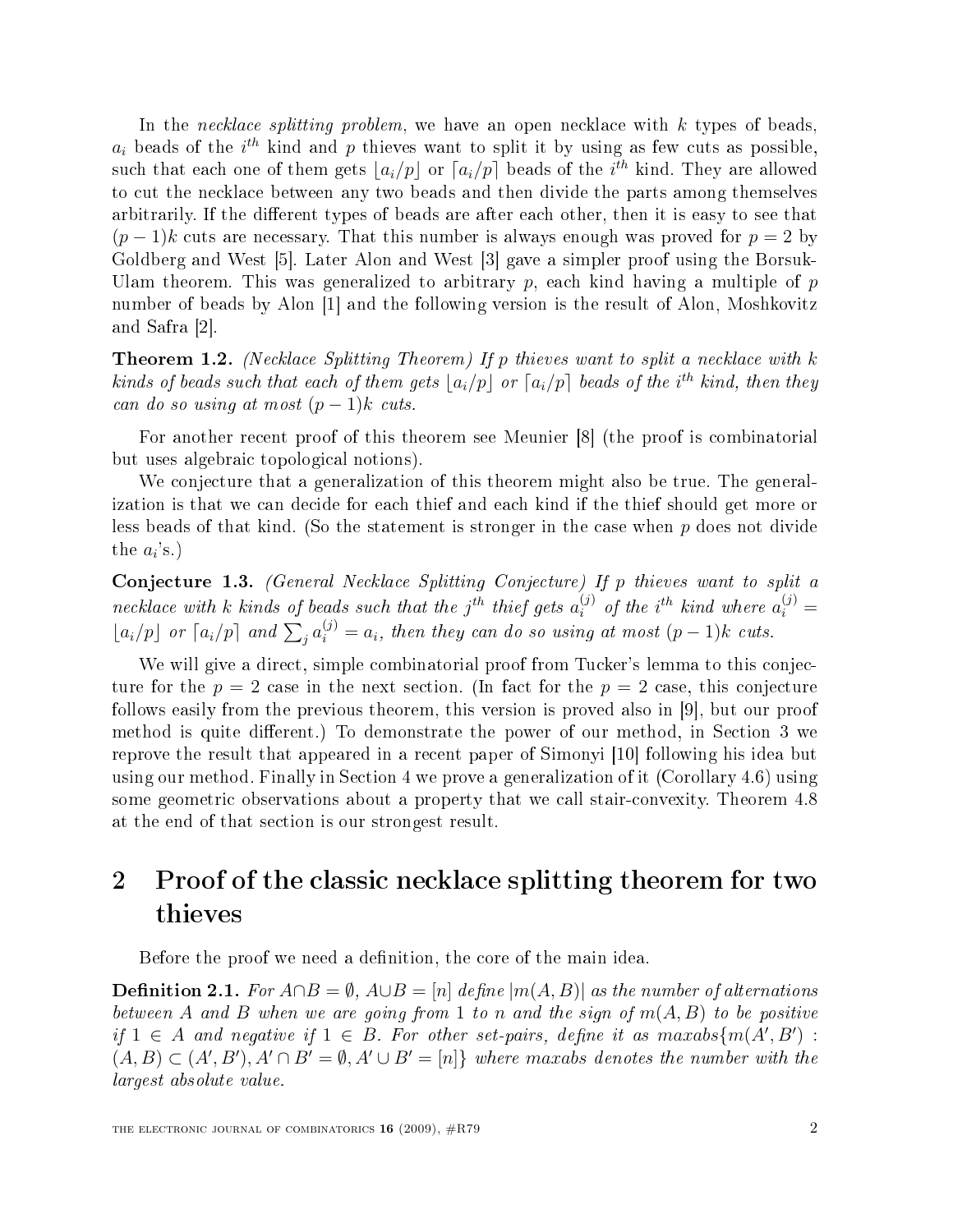In the *necklace splitting problem*, we have an open necklace with $k$ types of beads, $a_i$ beads of the $i^{th}$ kind and $p$ thieves want to split it by using as few cuts as possible, such that each one of them gets $\lfloor a_i/p \rfloor$ or $\lceil a_i/p \rceil$ beads of the $i^{th}$ kind. They are allowed to cut the necklace between any two beads and then divide the parts among themselves arbitrarily. If the different types of beads are after each other, then it is easy to see that $(p-1)k$ cuts are necessary. That this number is always enough was proved for $p = 2$ by Goldberg and West [5]. Later Alon and West [3] gave a simpler proof using the Borsuk-Ulam theorem. This was generalized to arbitrary $p$, each kind having a multiple of $p$ number of beads by Alon [1] and the following version is the result of Alon, Moshkovitz and Safra [2].

**Theorem 1.2.** *(Necklace Splitting Theorem) If $p$ thieves want to split a necklace with $k$ kinds of beads such that each of them gets $\lfloor a_i/p \rfloor$ or $\lceil a_i/p \rceil$ beads of the $i^{th}$ kind, then they can do so using at most $(p-1)k$ cuts.*

For another recent proof of this theorem see Meunier [8] (the proof is combinatorial but uses algebraic topological notions).

We conjecture that a generalization of this theorem might also be true. The generalization is that we can decide for each thief and each kind if the thief should get more or less beads of that kind. (So the statement is stronger in the case when $p$ does not divide the $a_i$'s.)

**Conjecture 1.3.** *(General Necklace Splitting Conjecture) If $p$ thieves want to split a necklace with $k$ kinds of beads such that the $j^{th}$ thief gets $a_i^{(j)}$ of the $i^{th}$ kind where $a_i^{(j)} = \lfloor a_i/p \rfloor$ or $\lceil a_i/p \rceil$ and $\sum_j a_i^{(j)} = a_i$, then they can do so using at most $(p-1)k$ cuts.*

We will give a direct, simple combinatorial proof from Tucker's lemma to this conjecture for the $p = 2$ case in the next section. (In fact for the $p = 2$ case, this conjecture follows easily from the previous theorem, this version is proved also in [9], but our proof method is quite different.) To demonstrate the power of our method, in Section 3 we reprove the result that appeared in a recent paper of Simonyi [10] following his idea but using our method. Finally in Section 4 we prove a generalization of it (Corollary 4.6) using some geometric observations about a property that we call stair-convexity. Theorem 4.8 at the end of that section is our strongest result.

## 2 Proof of the classic necklace splitting theorem for two thieves

Before the proof we need a definition, the core of the main idea.

**Definition 2.1.** *For $A \cap B = \emptyset$, $A \cup B = [n]$ define $|m(A,B)|$ as the number of alternations between $A$ and $B$ when we are going from 1 to $n$ and the sign of $m(A,B)$ to be positive if $1 \in A$ and negative if $1 \in B$. For other set-pairs, define it as $\text{maxabs}\{m(A',B') : (A,B) \subset (A',B'), A' \cap B' = \emptyset, A' \cup B' = [n]\}$ where maxabs denotes the number with the largest absolute value.*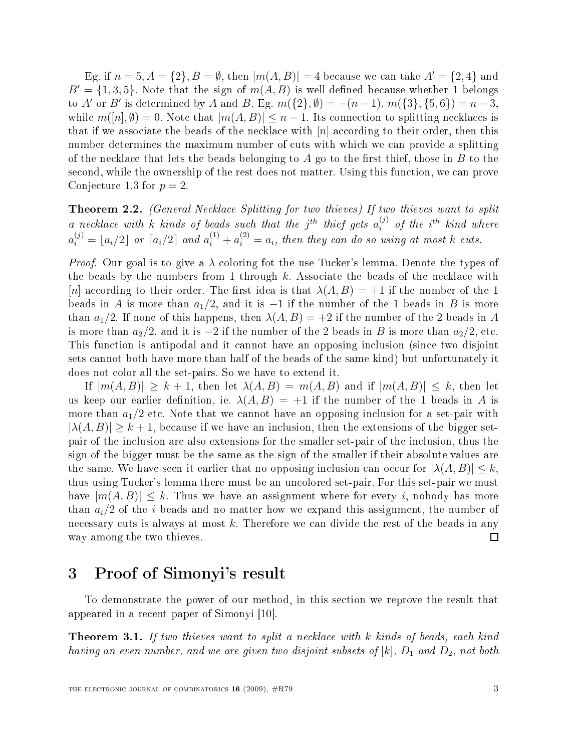Eg. if $n = 5, A = \{2\}, B = \emptyset$, then $|m(A, B)| = 4$ because we can take $A' = \{2, 4\}$ and $B' = \{1, 3, 5\}$. Note that the sign of $m(A, B)$ is well-defined because whether 1 belongs to $A'$ or $B'$ is determined by $A$ and $B$. Eg. $m(\{2\}, \emptyset) = -(n-1)$, $m(\{3\}, \{5, 6\}) = n - 3$, while $m([n], \emptyset) = 0$. Note that $|m(A, B)| \leq n - 1$. Its connection to splitting necklaces is that if we associate the beads of the necklace with $[n]$ according to their order, then this number determines the maximum number of cuts with which we can provide a splitting of the necklace that lets the beads belonging to $A$ go to the first thief, those in $B$ to the second, while the ownership of the rest does not matter. Using this function, we can prove Conjecture 1.3 for $p = 2$.

**Theorem 2.2.** *(General Necklace Splitting for two thieves) If two thieves want to split a necklace with $k$ kinds of beads such that the $j^{th}$ thief gets $a_i^{(j)}$ of the $i^{th}$ kind where $a_i^{(j)} = \lfloor a_i/2 \rfloor$ or $\lceil a_i/2 \rceil$ and $a_i^{(1)} + a_i^{(2)} = a_i$, then they can do so using at most $k$ cuts.*

*Proof.* Our goal is to give a $\lambda$ coloring fot the use Tucker's lemma. Denote the types of the beads by the numbers from 1 through $k$. Associate the beads of the necklace with $[n]$ according to their order. The first idea is that $\lambda(A, B) = +1$ if the number of the 1 beads in $A$ is more than $a_1/2$, and it is $-1$ if the number of the 1 beads in $B$ is more than $a_1/2$. If none of this happens, then $\lambda(A, B) = +2$ if the number of the 2 beads in $A$ is more than $a_2/2$, and it is $-2$ if the number of the 2 beads in $B$ is more than $a_2/2$, etc. This function is antipodal and it cannot have an opposing inclusion (since two disjoint sets cannot both have more than half of the beads of the same kind) but unfortunately it does not color all the set-pairs. So we have to extend it.

If $|m(A, B)| \geq k + 1$, then let $\lambda(A, B) = m(A, B)$ and if $|m(A, B)| \leq k$, then let us keep our earlier definition, ie. $\lambda(A, B) = +1$ if the number of the 1 beads in $A$ is more than $a_1/2$ etc. Note that we cannot have an opposing inclusion for a set-pair with $|\lambda(A, B)| \geq k + 1$, because if we have an inclusion, then the extensions of the bigger set-pair of the inclusion are also extensions for the smaller set-pair of the inclusion, thus the sign of the bigger must be the same as the sign of the smaller if their absolute values are the same. We have seen it earlier that no opposing inclusion can occur for $|\lambda(A, B)| \leq k$, thus using Tucker's lemma there must be an uncolored set-pair. For this set-pair we must have $|m(A, B)| \leq k$. Thus we have an assignment where for every $i$, nobody has more than $a_i/2$ of the $i$ beads and no matter how we expand this assignment, the number of necessary cuts is always at most $k$. Therefore we can divide the rest of the beads in any way among the two thieves. ∎

# 3 Proof of Simonyi's result

To demonstrate the power of our method, in this section we reprove the result that appeared in a recent paper of Simonyi [10].

**Theorem 3.1.** *If two thieves want to split a necklace with $k$ kinds of beads, each kind having an even number, and we are given two disjoint subsets of $[k]$, $D_1$ and $D_2$, not both*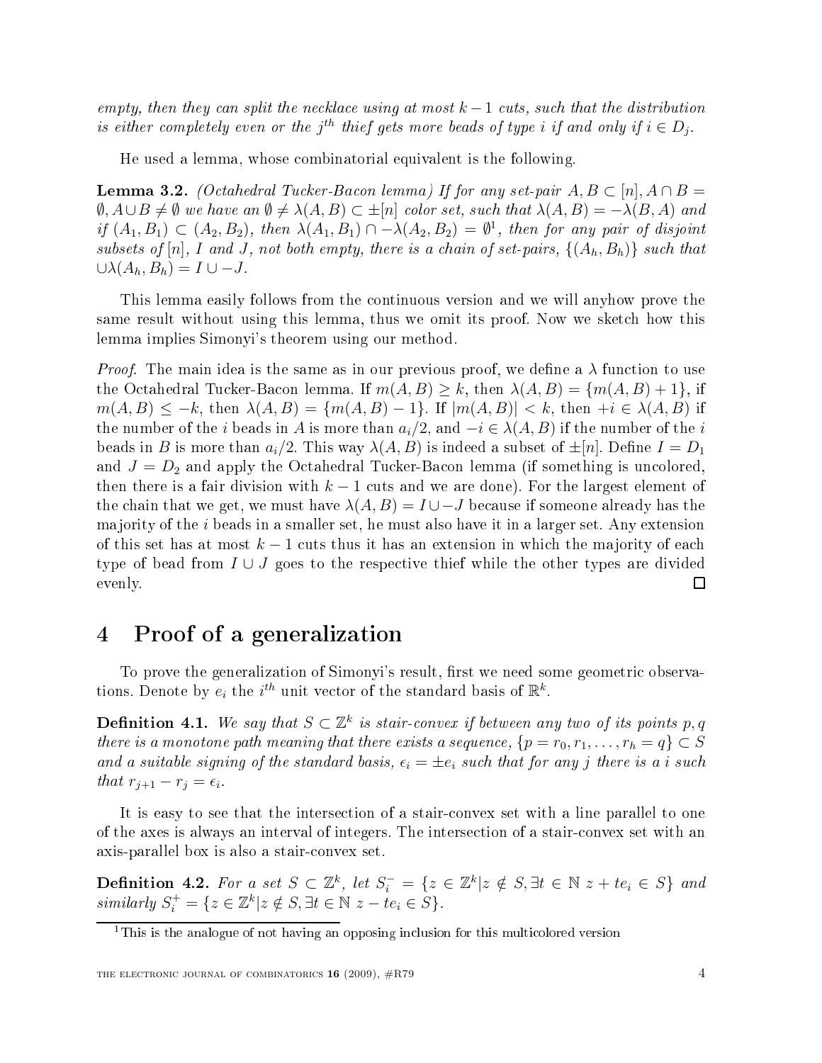*empty, then they can split the necklace using at most $k-1$ cuts, such that the distribution is either completely even or the $j^{th}$ thief gets more beads of type $i$ if and only if $i \in D_j$.*

He used a lemma, whose combinatorial equivalent is the following.

**Lemma 3.2.** *(Octahedral Tucker-Bacon lemma) If for any set-pair $A, B \subset [n], A \cap B = \emptyset, A \cup B \neq \emptyset$ we have an $\emptyset \neq \lambda(A,B) \subset \pm[n]$ color set, such that $\lambda(A,B) = -\lambda(B,A)$ and if $(A_1, B_1) \subset (A_2, B_2)$, then $\lambda(A_1, B_1) \cap -\lambda(A_2, B_2) = \emptyset$*[1]*, then for any pair of disjoint subsets of $[n]$, $I$ and $J$, not both empty, there is a chain of set-pairs, $\{(A_h, B_h)\}$ such that $\cup \lambda(A_h, B_h) = I \cup -J$.*

This lemma easily follows from the continuous version and we will anyhow prove the same result without using this lemma, thus we omit its proof. Now we sketch how this lemma implies Simonyi's theorem using our method.

*Proof.* The main idea is the same as in our previous proof, we define a $\lambda$ function to use the Octahedral Tucker-Bacon lemma. If $m(A,B) \geq k$, then $\lambda(A,B) = \{m(A,B)+1\}$, if $m(A,B) \leq -k$, then $\lambda(A,B) = \{m(A,B)-1\}$. If $|m(A,B)| < k$, then $+i \in \lambda(A,B)$ if the number of the $i$ beads in $A$ is more than $a_i/2$, and $-i \in \lambda(A,B)$ if the number of the $i$ beads in $B$ is more than $a_i/2$. This way $\lambda(A,B)$ is indeed a subset of $\pm[n]$. Define $I = D_1$ and $J = D_2$ and apply the Octahedral Tucker-Bacon lemma (if something is uncolored, then there is a fair division with $k-1$ cuts and we are done). For the largest element of the chain that we get, we must have $\lambda(A,B) = I \cup -J$ because if someone already has the majority of the $i$ beads in a smaller set, he must also have it in a larger set. Any extension of this set has at most $k-1$ cuts thus it has an extension in which the majority of each type of bead from $I \cup J$ goes to the respective thief while the other types are divided evenly. ∎

# 4 Proof of a generalization

To prove the generalization of Simonyi's result, first we need some geometric observations. Denote by $e_i$ the $i^{th}$ unit vector of the standard basis of $\mathbb{R}^k$.

**Definition 4.1.** *We say that $S \subset \mathbb{Z}^k$ is stair-convex if between any two of its points $p, q$ there is a monotone path meaning that there exists a sequence, $\{p = r_0, r_1, \ldots, r_h = q\} \subset S$ and a suitable signing of the standard basis, $\epsilon_i = \pm e_i$ such that for any $j$ there is a $i$ such that $r_{j+1} - r_j = \epsilon_i$.*

It is easy to see that the intersection of a stair-convex set with a line parallel to one of the axes is always an interval of integers. The intersection of a stair-convex set with an axis-parallel box is also a stair-convex set.

**Definition 4.2.** *For a set $S \subset \mathbb{Z}^k$, let $S_i^- = \{z \in \mathbb{Z}^k | z \notin S, \exists t \in \mathbb{N}\ z + te_i \in S\}$ and similarly $S_i^+ = \{z \in \mathbb{Z}^k | z \notin S, \exists t \in \mathbb{N}\ z - te_i \in S\}$.*

[1] This is the analogue of not having an opposing inclusion for this multicolored version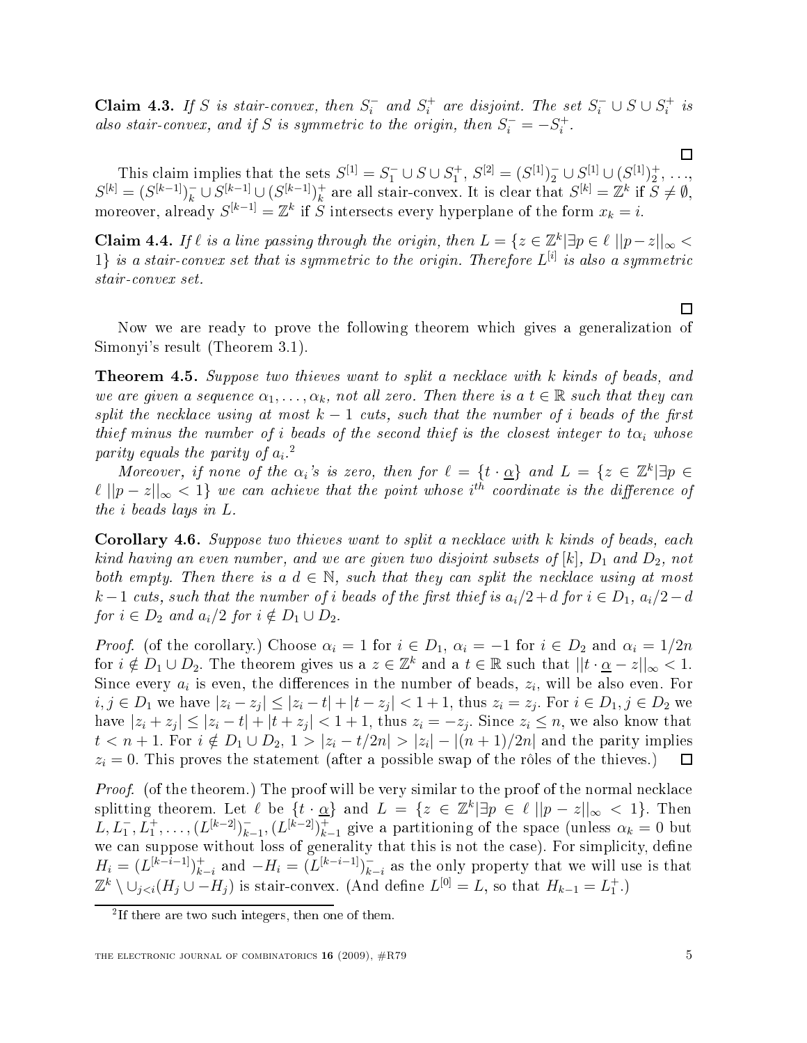**Claim 4.3.** *If $S$ is stair-convex, then $S_i^-$ and $S_i^+$ are disjoint. The set $S_i^- \cup S \cup S_i^+$ is also stair-convex, and if $S$ is symmetric to the origin, then $S_i^- = -S_i^+$.*

□

This claim implies that the sets $S^{[1]} = S_1^- \cup S \cup S_1^+$, $S^{[2]} = (S^{[1]})_2^- \cup S^{[1]} \cup (S^{[1]})_2^+$, …, $S^{[k]} = (S^{[k-1]})_k^- \cup S^{[k-1]} \cup (S^{[k-1]})_k^+$ are all stair-convex. It is clear that $S^{[k]} = \mathbb{Z}^k$ if $S \neq \emptyset$, moreover, already $S^{[k-1]} = \mathbb{Z}^k$ if $S$ intersects every hyperplane of the form $x_k = i$.

**Claim 4.4.** *If $\ell$ is a line passing through the origin, then $L = \{z \in \mathbb{Z}^k | \exists p \in \ell \; ||p - z||_\infty < 1\}$ is a stair-convex set that is symmetric to the origin. Therefore $L^{[i]}$ is also a symmetric stair-convex set.*

□

Now we are ready to prove the following theorem which gives a generalization of Simonyi's result (Theorem 3.1).

**Theorem 4.5.** *Suppose two thieves want to split a necklace with $k$ kinds of beads, and we are given a sequence $\alpha_1, \ldots, \alpha_k$, not all zero. Then there is a $t \in \mathbb{R}$ such that they can split the necklace using at most $k-1$ cuts, such that the number of $i$ beads of the first thief minus the number of $i$ beads of the second thief is the closest integer to $t\alpha_i$ whose parity equals the parity of $a_i$.*[2]

*Moreover, if none of the $\alpha_i$'s is zero, then for $\ell = \{t \cdot \underline{\alpha}\}$ and $L = \{z \in \mathbb{Z}^k | \exists p \in \ell \; ||p - z||_\infty < 1\}$ we can achieve that the point whose $i^{th}$ coordinate is the difference of the $i$ beads lays in $L$.*

**Corollary 4.6.** *Suppose two thieves want to split a necklace with $k$ kinds of beads, each kind having an even number, and we are given two disjoint subsets of $[k]$, $D_1$ and $D_2$, not both empty. Then there is a $d \in \mathbb{N}$, such that they can split the necklace using at most $k-1$ cuts, such that the number of $i$ beads of the first thief is $a_i/2 + d$ for $i \in D_1$, $a_i/2 - d$ for $i \in D_2$ and $a_i/2$ for $i \notin D_1 \cup D_2$.*

*Proof.* (of the corollary.) Choose $\alpha_i = 1$ for $i \in D_1$, $\alpha_i = -1$ for $i \in D_2$ and $\alpha_i = 1/2n$ for $i \notin D_1 \cup D_2$. The theorem gives us a $z \in \mathbb{Z}^k$ and a $t \in \mathbb{R}$ such that $||t \cdot \underline{\alpha} - z||_\infty < 1$. Since every $a_i$ is even, the differences in the number of beads, $z_i$, will be also even. For $i, j \in D_1$ we have $|z_i - z_j| \leq |z_i - t| + |t - z_j| < 1 + 1$, thus $z_i = z_j$. For $i \in D_1, j \in D_2$ we have $|z_i + z_j| \leq |z_i - t| + |t + z_j| < 1 + 1$, thus $z_i = -z_j$. Since $z_i \leq n$, we also know that $t < n + 1$. For $i \notin D_1 \cup D_2$, $1 > |z_i - t/2n| > |z_i| - |(n+1)/2n|$ and the parity implies $z_i = 0$. This proves the statement (after a possible swap of the rôles of the thieves.) □

*Proof.* (of the theorem.) The proof will be very similar to the proof of the normal necklace splitting theorem. Let $\ell$ be $\{t \cdot \underline{\alpha}\}$ and $L = \{z \in \mathbb{Z}^k | \exists p \in \ell \; ||p - z||_\infty < 1\}$. Then $L, L_1^-, L_1^+, \ldots, (L^{[k-2]})_{k-1}^-, (L^{[k-2]})_{k-1}^+$ give a partitioning of the space (unless $\alpha_k = 0$ but we can suppose without loss of generality that this is not the case). For simplicity, define $H_i = (L^{[k-i-1]})_{k-i}^+$ and $-H_i = (L^{[k-i-1]})_{k-i}^-$ as the only property that we will use is that $\mathbb{Z}^k \setminus \cup_{j<i}(H_j \cup -H_j)$ is stair-convex. (And define $L^{[0]} = L$, so that $H_{k-1} = L_1^+$.)

[2] If there are two such integers, then one of them.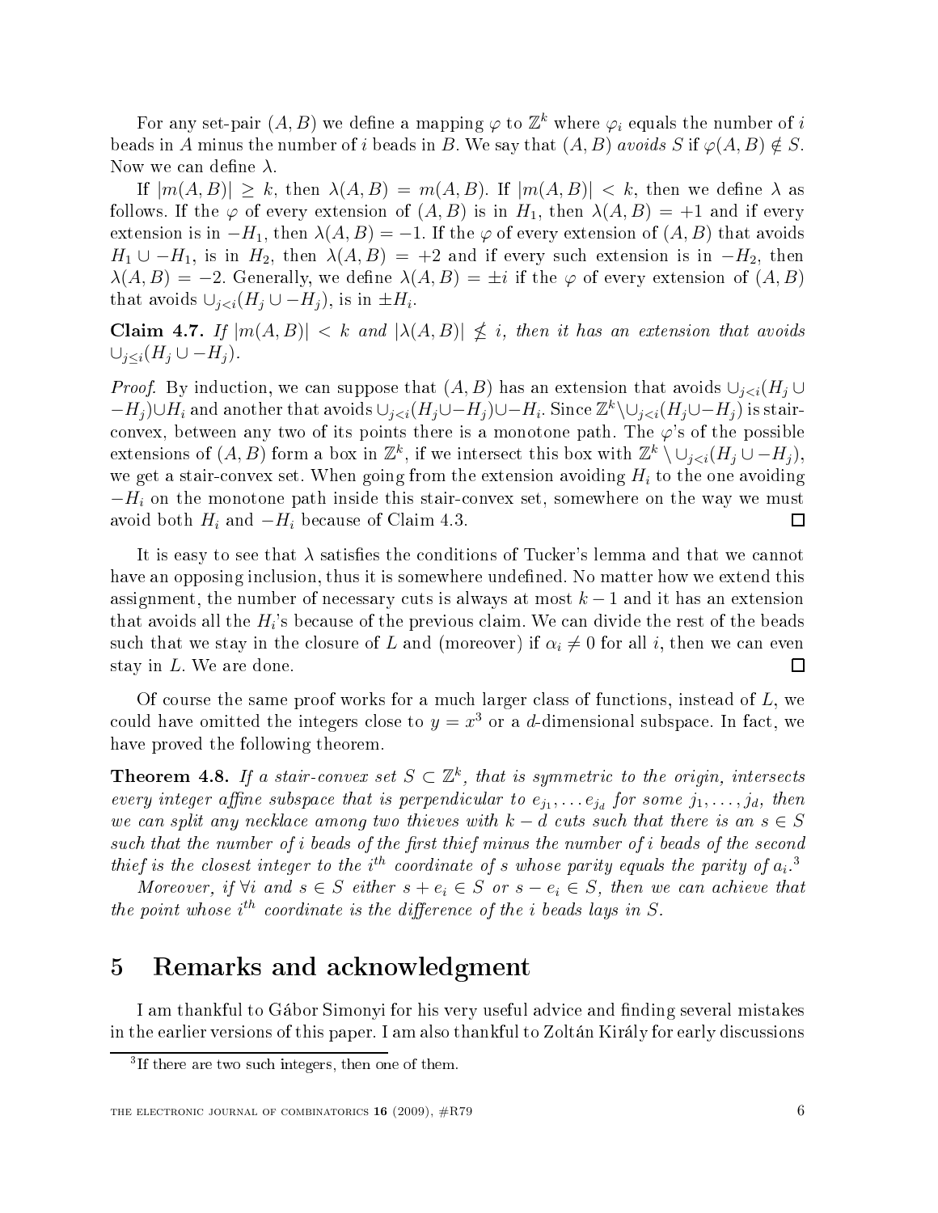For any set-pair $(A, B)$ we define a mapping $\varphi$ to $\mathbb{Z}^k$ where $\varphi_i$ equals the number of $i$ beads in $A$ minus the number of $i$ beads in $B$. We say that $(A, B)$ *avoids* $S$ if $\varphi(A, B) \notin S$. Now we can define $\lambda$.

If $|m(A, B)| \geq k$, then $\lambda(A, B) = m(A, B)$. If $|m(A, B)| < k$, then we define $\lambda$ as follows. If the $\varphi$ of every extension of $(A, B)$ is in $H_1$, then $\lambda(A, B) = +1$ and if every extension is in $-H_1$, then $\lambda(A, B) = -1$. If the $\varphi$ of every extension of $(A, B)$ that avoids $H_1 \cup -H_1$, is in $H_2$, then $\lambda(A, B) = +2$ and if every such extension is in $-H_2$, then $\lambda(A, B) = -2$. Generally, we define $\lambda(A, B) = \pm i$ if the $\varphi$ of every extension of $(A, B)$ that avoids $\cup_{j<i}(H_j \cup -H_j)$, is in $\pm H_i$.

**Claim 4.7.** *If $|m(A, B)| < k$ and $|\lambda(A, B)| \nleq i$, then it has an extension that avoids $\cup_{j \leq i}(H_j \cup -H_j)$.*

*Proof.* By induction, we can suppose that $(A, B)$ has an extension that avoids $\cup_{j<i}(H_j \cup -H_j) \cup H_i$ and another that avoids $\cup_{j<i}(H_j \cup -H_j) \cup -H_i$. Since $\mathbb{Z}^k \setminus \cup_{j<i}(H_j \cup -H_j)$ is stair-convex, between any two of its points there is a monotone path. The $\varphi$'s of the possible extensions of $(A, B)$ form a box in $\mathbb{Z}^k$, if we intersect this box with $\mathbb{Z}^k \setminus \cup_{j<i}(H_j \cup -H_j)$, we get a stair-convex set. When going from the extension avoiding $H_i$ to the one avoiding $-H_i$ on the monotone path inside this stair-convex set, somewhere on the way we must avoid both $H_i$ and $-H_i$ because of Claim 4.3. $\square$

It is easy to see that $\lambda$ satisfies the conditions of Tucker's lemma and that we cannot have an opposing inclusion, thus it is somewhere undefined. No matter how we extend this assignment, the number of necessary cuts is always at most $k - 1$ and it has an extension that avoids all the $H_i$'s because of the previous claim. We can divide the rest of the beads such that we stay in the closure of $L$ and (moreover) if $\alpha_i \neq 0$ for all $i$, then we can even stay in $L$. We are done. $\square$

Of course the same proof works for a much larger class of functions, instead of $L$, we could have omitted the integers close to $y = x^3$ or a $d$-dimensional subspace. In fact, we have proved the following theorem.

**Theorem 4.8.** *If a stair-convex set $S \subset \mathbb{Z}^k$, that is symmetric to the origin, intersects every integer affine subspace that is perpendicular to $e_{j_1}, \ldots e_{j_d}$ for some $j_1, \ldots, j_d$, then we can split any necklace among two thieves with $k - d$ cuts such that there is an $s \in S$ such that the number of $i$ beads of the first thief minus the number of $i$ beads of the second thief is the closest integer to the $i^{th}$ coordinate of $s$ whose parity equals the parity of $a_i$.*[3]

*Moreover, if $\forall i$ and $s \in S$ either $s + e_i \in S$ or $s - e_i \in S$, then we can achieve that the point whose $i^{th}$ coordinate is the difference of the $i$ beads lays in $S$.*

## 5 Remarks and acknowledgment

I am thankful to Gábor Simonyi for his very useful advice and finding several mistakes in the earlier versions of this paper. I am also thankful to Zoltán Király for early discussions

[3] If there are two such integers, then one of them.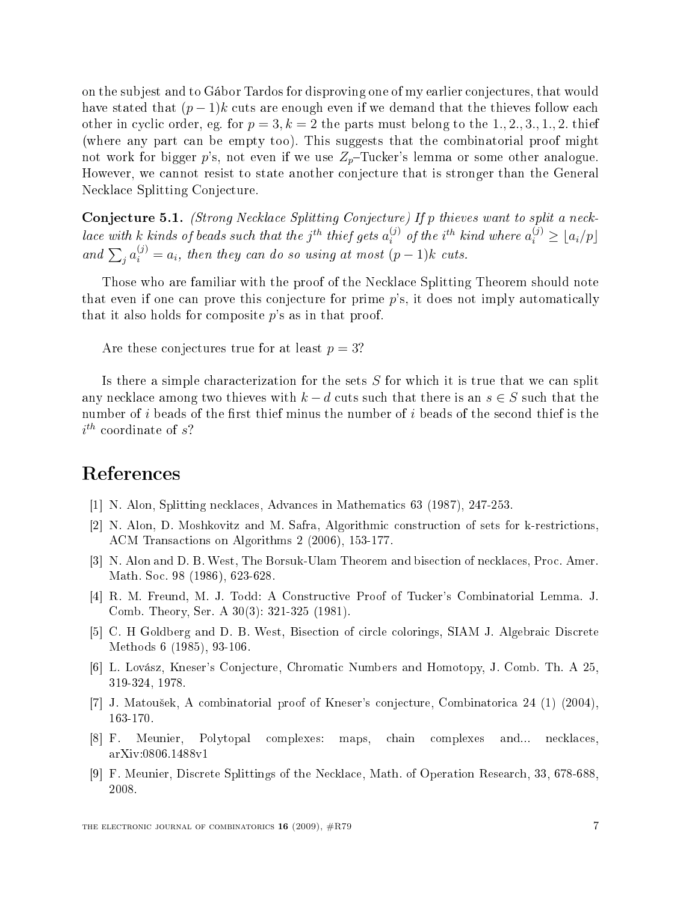on the subjest and to Gábor Tardos for disproving one of my earlier conjectures, that would have stated that $(p-1)k$ cuts are enough even if we demand that the thieves follow each other in cyclic order, eg. for $p=3, k=2$ the parts must belong to the 1., 2., 3., 1., 2. thief (where any part can be empty too). This suggests that the combinatorial proof might not work for bigger $p$'s, not even if we use $Z_p$–Tucker's lemma or some other analogue. However, we cannot resist to state another conjecture that is stronger than the General Necklace Splitting Conjecture.

**Conjecture 5.1.** *(Strong Necklace Splitting Conjecture) If $p$ thieves want to split a necklace with $k$ kinds of beads such that the $j^{th}$ thief gets $a_i^{(j)}$ of the $i^{th}$ kind where $a_i^{(j)} \geq \lfloor a_i/p \rfloor$ and $\sum_j a_i^{(j)} = a_i$, then they can do so using at most $(p-1)k$ cuts.*

Those who are familiar with the proof of the Necklace Splitting Theorem should note that even if one can prove this conjecture for prime $p$'s, it does not imply automatically that it also holds for composite $p$'s as in that proof.

Are these conjectures true for at least $p=3$?

Is there a simple characterization for the sets $S$ for which it is true that we can split any necklace among two thieves with $k-d$ cuts such that there is an $s \in S$ such that the number of $i$ beads of the first thief minus the number of $i$ beads of the second thief is the $i^{th}$ coordinate of $s$?

# References

[1] N. Alon, Splitting necklaces, Advances in Mathematics 63 (1987), 247-253.

[2] N. Alon, D. Moshkovitz and M. Safra, Algorithmic construction of sets for k-restrictions, ACM Transactions on Algorithms 2 (2006), 153-177.

[3] N. Alon and D. B. West, The Borsuk-Ulam Theorem and bisection of necklaces, Proc. Amer. Math. Soc. 98 (1986), 623-628.

[4] R. M. Freund, M. J. Todd: A Constructive Proof of Tucker's Combinatorial Lemma. J. Comb. Theory, Ser. A 30(3): 321-325 (1981).

[5] C. H Goldberg and D. B. West, Bisection of circle colorings, SIAM J. Algebraic Discrete Methods 6 (1985), 93-106.

[6] L. Lovász, Kneser's Conjecture, Chromatic Numbers and Homotopy, J. Comb. Th. A 25, 319-324, 1978.

[7] J. Matoušek, A combinatorial proof of Kneser's conjecture, Combinatorica 24 (1) (2004), 163-170.

[8] F. Meunier, Polytopal complexes: maps, chain complexes and... necklaces, arXiv:0806.1488v1

[9] F. Meunier, Discrete Splittings of the Necklace, Math. of Operation Research, 33, 678-688, 2008.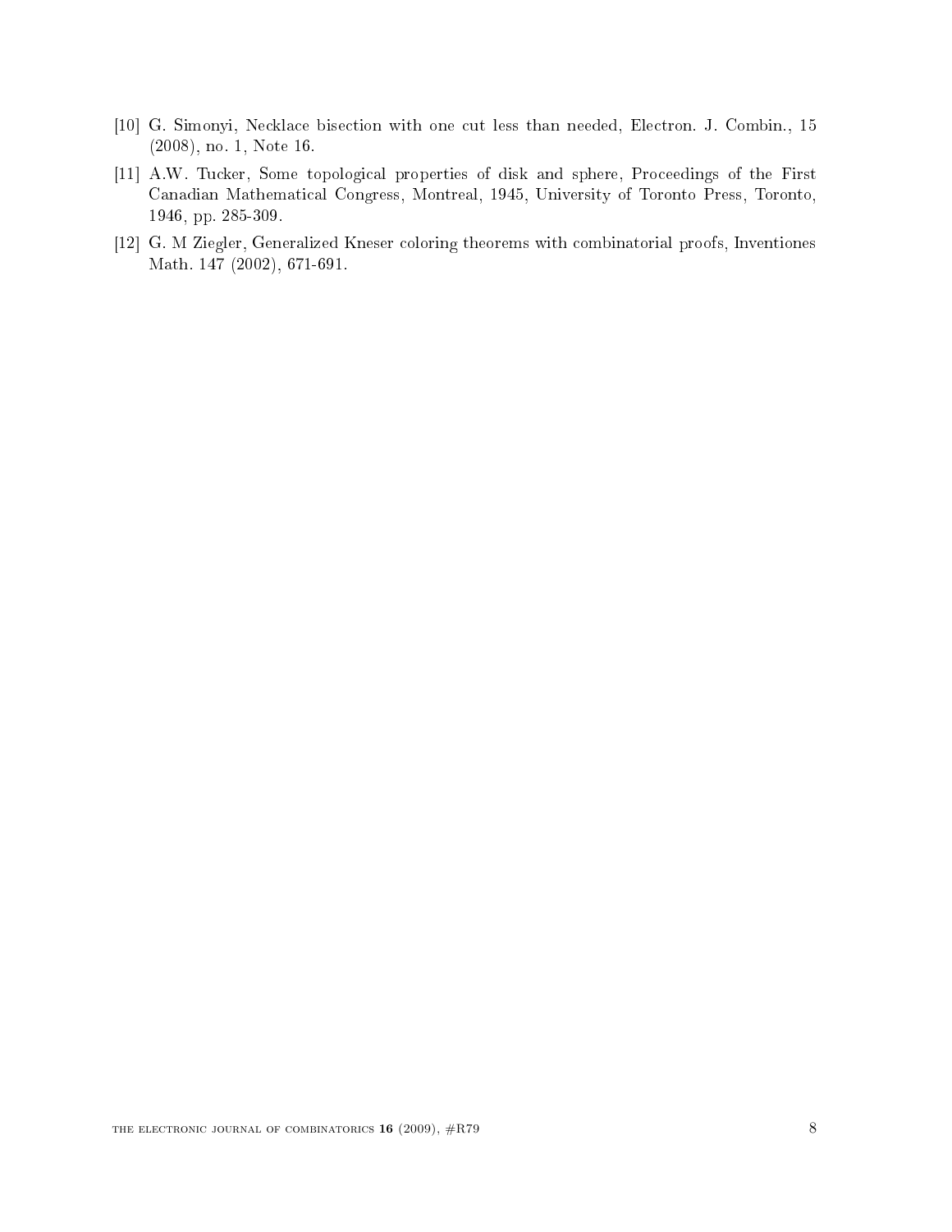[10] G. Simonyi, Necklace bisection with one cut less than needed, Electron. J. Combin., 15 (2008), no. 1, Note 16.

[11] A.W. Tucker, Some topological properties of disk and sphere, Proceedings of the First Canadian Mathematical Congress, Montreal, 1945, University of Toronto Press, Toronto, 1946, pp. 285-309.

[12] G. M Ziegler, Generalized Kneser coloring theorems with combinatorial proofs, Inventiones Math. 147 (2002), 671-691.